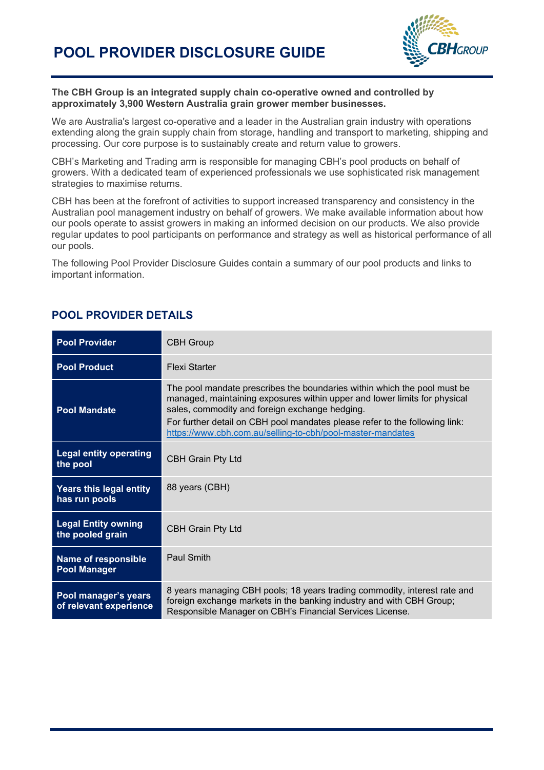# POOL PROVIDER DISCLOSURE GUIDE

**The CBH Group is an integrated supply chain co-operative owned and controlled by approximately 3,900 Western Australia grain grower member businesses.**

We are Australia's largest co-operative and a leader in the Australian grain industry with operations extending along the grain supply chain from storage, handling and transport to marketing, shipping and processing. Our core purpose is to sustainably create and return value to growers.

CBH's Marketing and Trading arm is responsible for managing CBH's pool products on behalf of growers. With a dedicated team of experienced professionals we use sophisticated risk management strategies to maximise returns.

CBH has been at the forefront of activities to support increased transparency and consistency in the Australian pool management industry on behalf of growers. We make available information about how our pools operate to assist growers in making an informed decision on our products. We also provide regular updates to pool participants on performance and strategy as well as historical performance of all our pools.

The following Pool Provider Disclosure Guides contain a summary of our pool products and links to important information.

## POOL PROVIDER DETAILS

| | |
|---|---|
| **Pool Provider** | CBH Group |
| **Pool Product** | Flexi Starter |
| **Pool Mandate** | The pool mandate prescribes the boundaries within which the pool must be managed, maintaining exposures within upper and lower limits for physical sales, commodity and foreign exchange hedging.<br>For further detail on CBH pool mandates please refer to the following link: [https://www.cbh.com.au/selling-to-cbh/pool-master-mandates](https://www.cbh.com.au/selling-to-cbh/pool-master-mandates) |
| **Legal entity operating the pool** | CBH Grain Pty Ltd |
| **Years this legal entity has run pools** | 88 years (CBH) |
| **Legal Entity owning the pooled grain** | CBH Grain Pty Ltd |
| **Name of responsible Pool Manager** | Paul Smith |
| **Pool manager's years of relevant experience** | 8 years managing CBH pools; 18 years trading commodity, interest rate and foreign exchange markets in the banking industry and with CBH Group; Responsible Manager on CBH's Financial Services License. |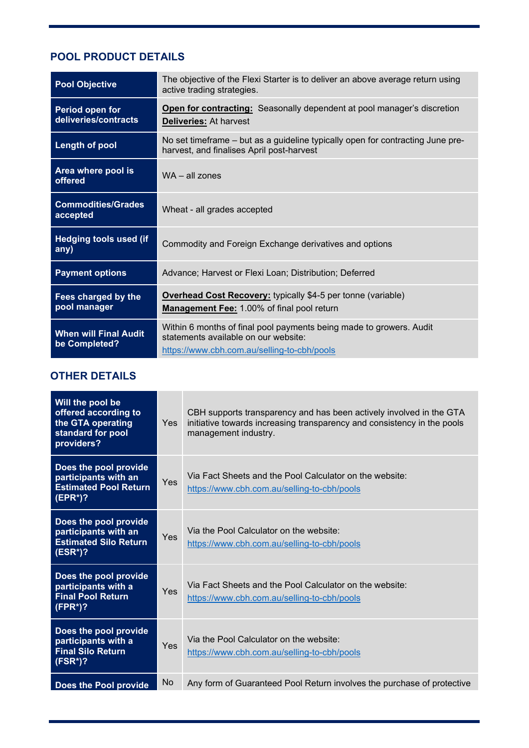## POOL PRODUCT DETAILS

| | |
|---|---|
| **Pool Objective** | The objective of the Flexi Starter is to deliver an above average return using active trading strategies. |
| **Period open for deliveries/contracts** | **Open for contracting:** Seasonally dependent at pool manager's discretion<br>**Deliveries:** At harvest |
| **Length of pool** | No set timeframe – but as a guideline typically open for contracting June pre-harvest, and finalises April post-harvest |
| **Area where pool is offered** | WA – all zones |
| **Commodities/Grades accepted** | Wheat - all grades accepted |
| **Hedging tools used (if any)** | Commodity and Foreign Exchange derivatives and options |
| **Payment options** | Advance; Harvest or Flexi Loan; Distribution; Deferred |
| **Fees charged by the pool manager** | **Overhead Cost Recovery:** typically $4-5 per tonne (variable)<br>**Management Fee:** 1.00% of final pool return |
| **When will Final Audit be Completed?** | Within 6 months of final pool payments being made to growers. Audit statements available on our website:<br>https://www.cbh.com.au/selling-to-cbh/pools |

## OTHER DETAILS

| | | |
|---|---|---|
| **Will the pool be offered according to the GTA operating standard for pool providers?** | Yes | CBH supports transparency and has been actively involved in the GTA initiative towards increasing transparency and consistency in the pools management industry. |
| **Does the pool provide participants with an Estimated Pool Return (EPR*)?** | Yes | Via Fact Sheets and the Pool Calculator on the website:<br>https://www.cbh.com.au/selling-to-cbh/pools |
| **Does the pool provide participants with an Estimated Silo Return (ESR*)?** | Yes | Via the Pool Calculator on the website:<br>https://www.cbh.com.au/selling-to-cbh/pools |
| **Does the pool provide participants with a Final Pool Return (FPR*)?** | Yes | Via Fact Sheets and the Pool Calculator on the website:<br>https://www.cbh.com.au/selling-to-cbh/pools |
| **Does the pool provide participants with a Final Silo Return (FSR*)?** | Yes | Via the Pool Calculator on the website:<br>https://www.cbh.com.au/selling-to-cbh/pools |
| **Does the Pool provide** | No | Any form of Guaranteed Pool Return involves the purchase of protective |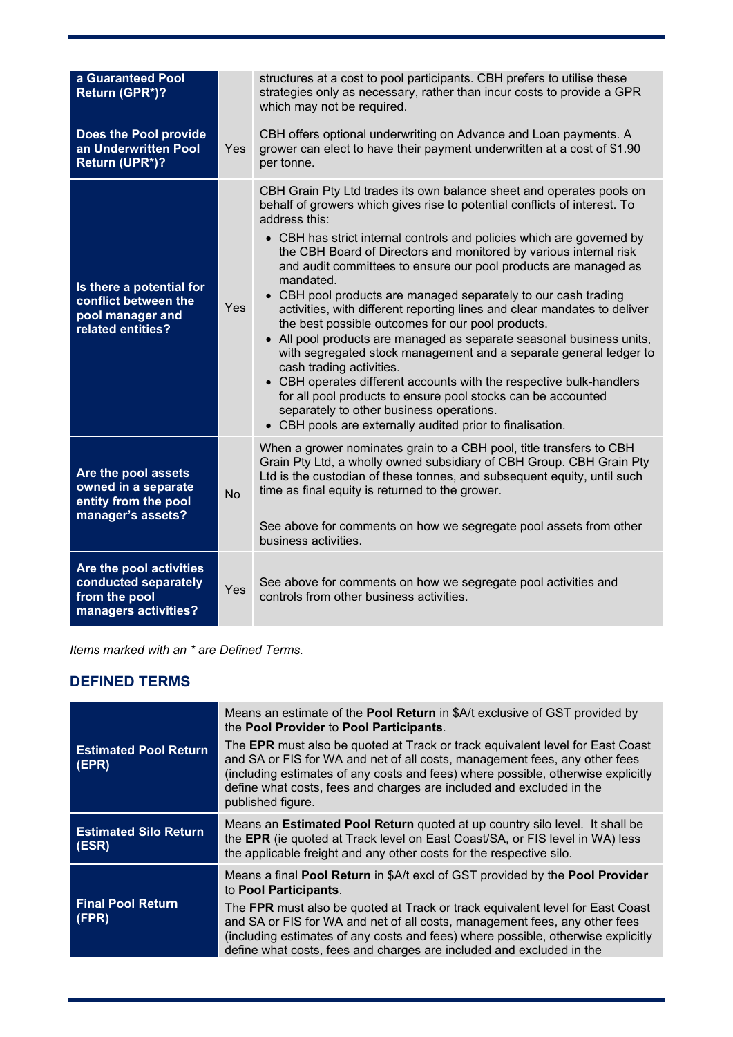| | | |
|---|---|---|
| **a Guaranteed Pool Return (GPR*)?** | | structures at a cost to pool participants. CBH prefers to utilise these strategies only as necessary, rather than incur costs to provide a GPR which may not be required. |
| **Does the Pool provide an Underwritten Pool Return (UPR*)?** | Yes | CBH offers optional underwriting on Advance and Loan payments. A grower can elect to have their payment underwritten at a cost of $1.90 per tonne. |
| **Is there a potential for conflict between the pool manager and related entities?** | Yes | CBH Grain Pty Ltd trades its own balance sheet and operates pools on behalf of growers which gives rise to potential conflicts of interest. To address this:<br>• CBH has strict internal controls and policies which are governed by the CBH Board of Directors and monitored by various internal risk and audit committees to ensure our pool products are managed as mandated.<br>• CBH pool products are managed separately to our cash trading activities, with different reporting lines and clear mandates to deliver the best possible outcomes for our pool products.<br>• All pool products are managed as separate seasonal business units, with segregated stock management and a separate general ledger to cash trading activities.<br>• CBH operates different accounts with the respective bulk-handlers for all pool products to ensure pool stocks can be accounted separately to other business operations.<br>• CBH pools are externally audited prior to finalisation. |
| **Are the pool assets owned in a separate entity from the pool manager's assets?** | No | When a grower nominates grain to a CBH pool, title transfers to CBH Grain Pty Ltd, a wholly owned subsidiary of CBH Group. CBH Grain Pty Ltd is the custodian of these tonnes, and subsequent equity, until such time as final equity is returned to the grower.<br><br>See above for comments on how we segregate pool assets from other business activities. |
| **Are the pool activities conducted separately from the pool managers activities?** | Yes | See above for comments on how we segregate pool activities and controls from other business activities. |

*Items marked with an * are Defined Terms.*

## DEFINED TERMS

| | |
|---|---|
| **Estimated Pool Return (EPR)** | Means an estimate of the **Pool Return** in $A/t exclusive of GST provided by the **Pool Provider** to **Pool Participants**.<br>The **EPR** must also be quoted at Track or track equivalent level for East Coast and SA or FIS for WA and net of all costs, management fees, any other fees (including estimates of any costs and fees) where possible, otherwise explicitly define what costs, fees and charges are included and excluded in the published figure. |
| **Estimated Silo Return (ESR)** | Means an **Estimated Pool Return** quoted at up country silo level. It shall be the **EPR** (ie quoted at Track level on East Coast/SA, or FIS level in WA) less the applicable freight and any other costs for the respective silo. |
| **Final Pool Return (FPR)** | Means a final **Pool Return** in $A/t excl of GST provided by the **Pool Provider** to **Pool Participants**.<br>The **FPR** must also be quoted at Track or track equivalent level for East Coast and SA or FIS for WA and net of all costs, management fees, any other fees (including estimates of any costs and fees) where possible, otherwise explicitly define what costs, fees and charges are included and excluded in the |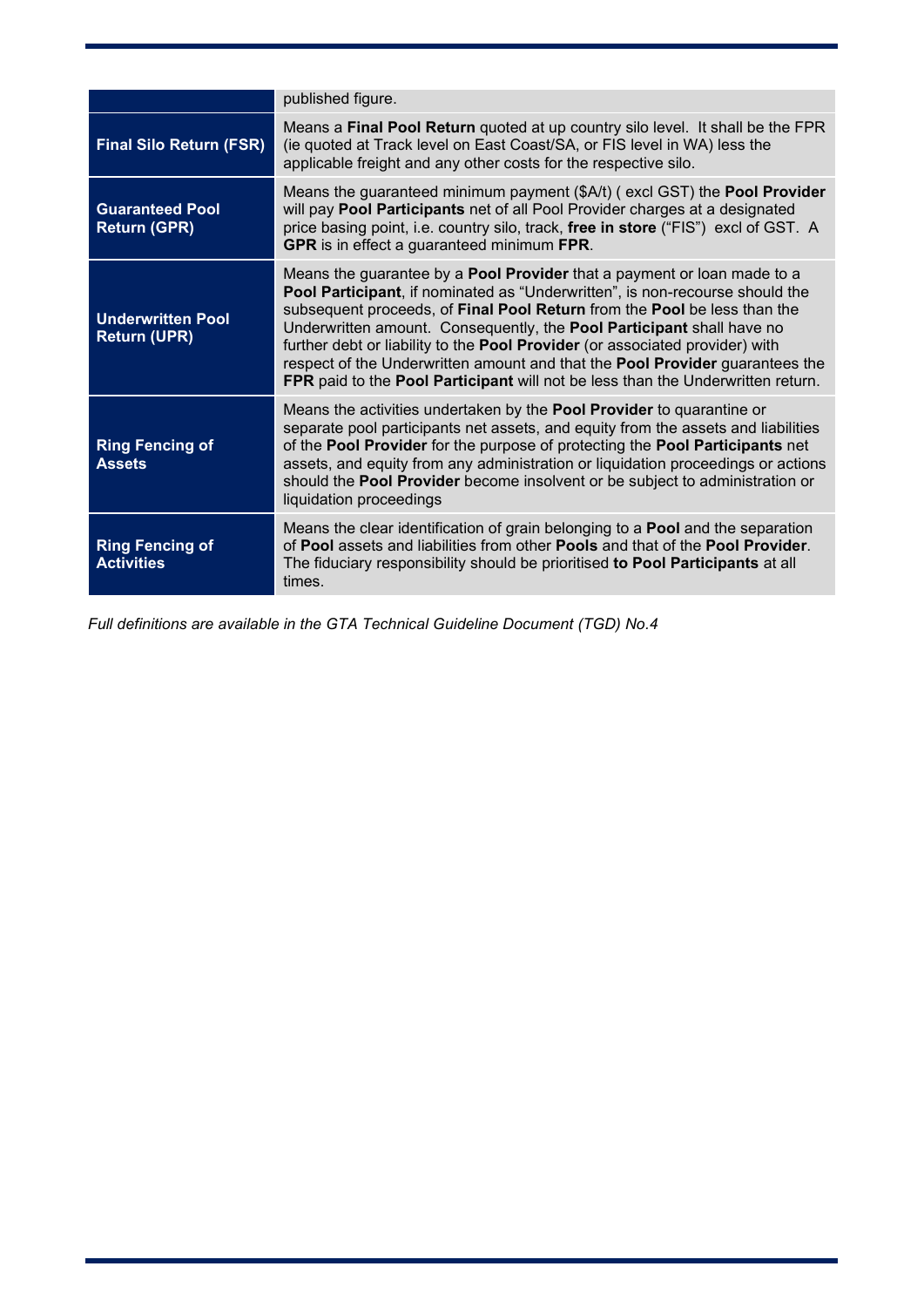| | |
|---|---|
| | published figure. |
| **Final Silo Return (FSR)** | Means a **Final Pool Return** quoted at up country silo level. It shall be the FPR (ie quoted at Track level on East Coast/SA, or FIS level in WA) less the applicable freight and any other costs for the respective silo. |
| **Guaranteed Pool Return (GPR)** | Means the guaranteed minimum payment ($A/t) ( excl GST) the **Pool Provider** will pay **Pool Participants** net of all Pool Provider charges at a designated price basing point, i.e. country silo, track, **free in store** ("FIS") excl of GST. A **GPR** is in effect a guaranteed minimum **FPR**. |
| **Underwritten Pool Return (UPR)** | Means the guarantee by a **Pool Provider** that a payment or loan made to a **Pool Participant**, if nominated as "Underwritten", is non-recourse should the subsequent proceeds, of **Final Pool Return** from the **Pool** be less than the Underwritten amount. Consequently, the **Pool Participant** shall have no further debt or liability to the **Pool Provider** (or associated provider) with respect of the Underwritten amount and that the **Pool Provider** guarantees the **FPR** paid to the **Pool Participant** will not be less than the Underwritten return. |
| **Ring Fencing of Assets** | Means the activities undertaken by the **Pool Provider** to quarantine or separate pool participants net assets, and equity from the assets and liabilities of the **Pool Provider** for the purpose of protecting the **Pool Participants** net assets, and equity from any administration or liquidation proceedings or actions should the **Pool Provider** become insolvent or be subject to administration or liquidation proceedings |
| **Ring Fencing of Activities** | Means the clear identification of grain belonging to a **Pool** and the separation of **Pool** assets and liabilities from other **Pools** and that of the **Pool Provider**. The fiduciary responsibility should be prioritised **to Pool Participants** at all times. |

*Full definitions are available in the GTA Technical Guideline Document (TGD) No.4*